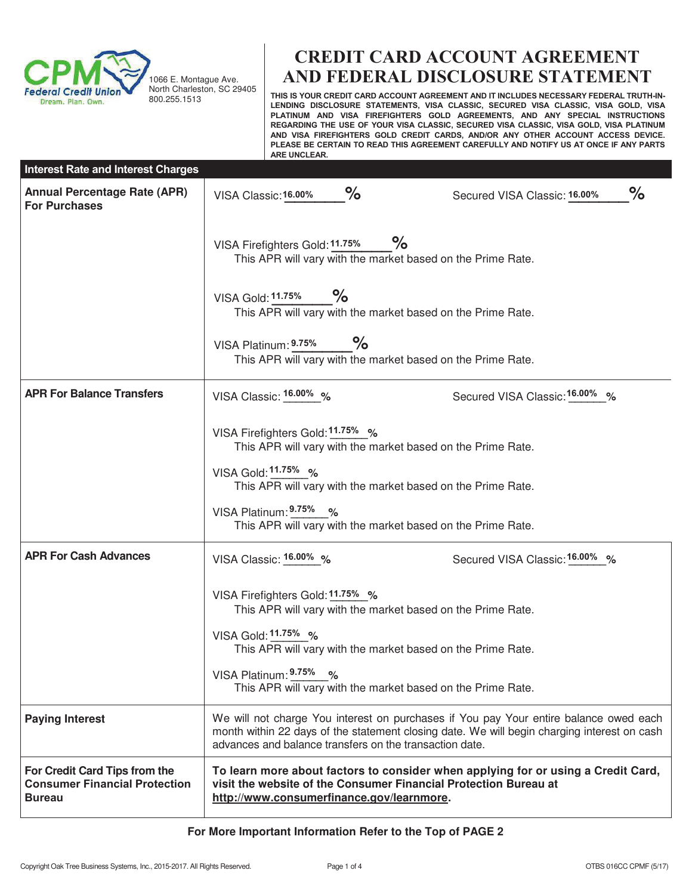CPM Federal Credit Union
Dream. Plan. Own.

1066 E. Montague Ave.
North Charleston, SC 29405
800.255.1513

# CREDIT CARD ACCOUNT AGREEMENT AND FEDERAL DISCLOSURE STATEMENT

**THIS IS YOUR CREDIT CARD ACCOUNT AGREEMENT AND IT INCLUDES NECESSARY FEDERAL TRUTH-IN-LENDING DISCLOSURE STATEMENTS, VISA CLASSIC, SECURED VISA CLASSIC, VISA GOLD, VISA PLATINUM AND VISA FIREFIGHTERS GOLD AGREEMENTS, AND ANY SPECIAL INSTRUCTIONS REGARDING THE USE OF YOUR VISA CLASSIC, SECURED VISA CLASSIC, VISA GOLD, VISA PLATINUM AND VISA FIREFIGHTERS GOLD CREDIT CARDS, AND/OR ANY OTHER ACCOUNT ACCESS DEVICE. PLEASE BE CERTAIN TO READ THIS AGREEMENT CAREFULLY AND NOTIFY US AT ONCE IF ANY PARTS ARE UNCLEAR.**

| Interest Rate and Interest Charges | |
|---|---|
| **Annual Percentage Rate (APR) For Purchases** | VISA Classic: 16.00% % Secured VISA Classic: 16.00% %<br><br>VISA Firefighters Gold: 11.75% %<br>This APR will vary with the market based on the Prime Rate.<br><br>VISA Gold: 11.75% %<br>This APR will vary with the market based on the Prime Rate.<br><br>VISA Platinum: 9.75% %<br>This APR will vary with the market based on the Prime Rate. |
| **APR For Balance Transfers** | VISA Classic: 16.00% % Secured VISA Classic: 16.00% %<br><br>VISA Firefighters Gold: 11.75% %<br>This APR will vary with the market based on the Prime Rate.<br><br>VISA Gold: 11.75% %<br>This APR will vary with the market based on the Prime Rate.<br><br>VISA Platinum: 9.75% %<br>This APR will vary with the market based on the Prime Rate. |
| **APR For Cash Advances** | VISA Classic: 16.00% % Secured VISA Classic: 16.00% %<br><br>VISA Firefighters Gold: 11.75% %<br>This APR will vary with the market based on the Prime Rate.<br><br>VISA Gold: 11.75% %<br>This APR will vary with the market based on the Prime Rate.<br><br>VISA Platinum: 9.75% %<br>This APR will vary with the market based on the Prime Rate. |
| **Paying Interest** | We will not charge You interest on purchases if You pay Your entire balance owed each month within 22 days of the statement closing date. We will begin charging interest on cash advances and balance transfers on the transaction date. |
| **For Credit Card Tips from the Consumer Financial Protection Bureau** | **To learn more about factors to consider when applying for or using a Credit Card, visit the website of the Consumer Financial Protection Bureau at http://www.consumerfinance.gov/learnmore.** |

**For More Important Information Refer to the Top of PAGE 2**

Copyright Oak Tree Business Systems, Inc., 2015-2017. All Rights Reserved. OTBS 016CC CPMF (5/17)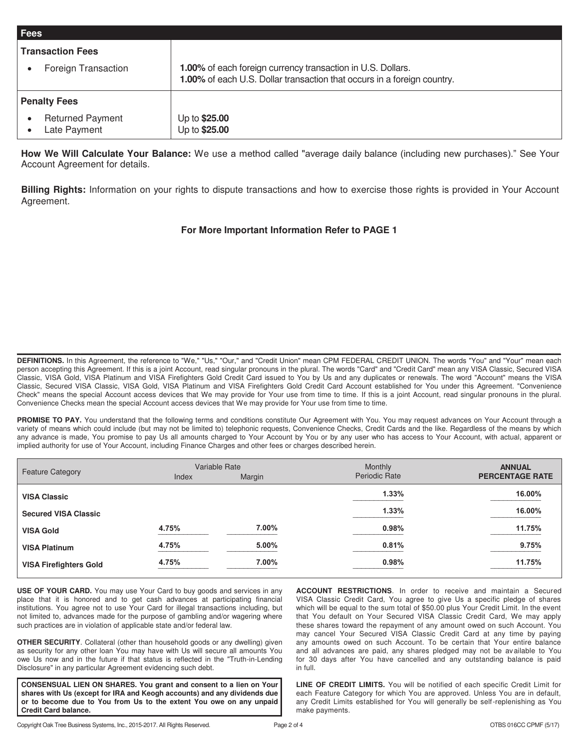| Fees | |
|---|---|
| **Transaction Fees** | |
| • Foreign Transaction | **1.00%** of each foreign currency transaction in U.S. Dollars. **1.00%** of each U.S. Dollar transaction that occurs in a foreign country. |
| **Penalty Fees** | |
| • Returned Payment | Up to **$25.00** |
| • Late Payment | Up to **$25.00** |

**How We Will Calculate Your Balance:** We use a method called "average daily balance (including new purchases)." See Your Account Agreement for details.

**Billing Rights:** Information on your rights to dispute transactions and how to exercise those rights is provided in Your Account Agreement.

**For More Important Information Refer to PAGE 1**

---

**DEFINITIONS.** In this Agreement, the reference to "We," "Us," "Our," and "Credit Union" mean CPM FEDERAL CREDIT UNION. The words "You" and "Your" mean each person accepting this Agreement. If this is a joint Account, read singular pronouns in the plural. The words "Card" and "Credit Card" mean any VISA Classic, Secured VISA Classic, VISA Gold, VISA Platinum and VISA Firefighters Gold Credit Card issued to You by Us and any duplicates or renewals. The word "Account" means the VISA Classic, Secured VISA Classic, VISA Gold, VISA Platinum and VISA Firefighters Gold Credit Card Account established for You under this Agreement. "Convenience Check" means the special Account access devices that We may provide for Your use from time to time. If this is a joint Account, read singular pronouns in the plural. Convenience Checks mean the special Account access devices that We may provide for Your use from time to time.

**PROMISE TO PAY.** You understand that the following terms and conditions constitute Our Agreement with You. You may request advances on Your Account through a variety of means which could include (but may not be limited to) telephonic requests, Convenience Checks, Credit Cards and the like. Regardless of the means by which any advance is made, You promise to pay Us all amounts charged to Your Account by You or by any user who has access to Your Account, with actual, apparent or implied authority for use of Your Account, including Finance Charges and other fees or charges described herein.

| Feature Category | Variable Rate | | Monthly Periodic Rate | **ANNUAL PERCENTAGE RATE** |
|---|---|---|---|---|
| | Index | Margin | | |
| **VISA Classic** | | | 1.33% | 16.00% |
| **Secured VISA Classic** | | | 1.33% | 16.00% |
| **VISA Gold** | 4.75% | 7.00% | 0.98% | 11.75% |
| **VISA Platinum** | 4.75% | 5.00% | 0.81% | 9.75% |
| **VISA Firefighters Gold** | 4.75% | 7.00% | 0.98% | 11.75% |

**USE OF YOUR CARD.** You may use Your Card to buy goods and services in any place that it is honored and to get cash advances at participating financial institutions. You agree not to use Your Card for illegal transactions including, but not limited to, advances made for the purpose of gambling and/or wagering where such practices are in violation of applicable state and/or federal law.

**OTHER SECURITY**. Collateral (other than household goods or any dwelling) given as security for any other loan You may have with Us will secure all amounts You owe Us now and in the future if that status is reflected in the "Truth-in-Lending Disclosure" in any particular Agreement evidencing such debt.

**CONSENSUAL LIEN ON SHARES. You grant and consent to a lien on Your shares with Us (except for IRA and Keogh accounts) and any dividends due or to become due to You from Us to the extent You owe on any unpaid Credit Card balance.**

**ACCOUNT RESTRICTIONS**. In order to receive and maintain a Secured VISA Classic Credit Card, You agree to give Us a specific pledge of shares which will be equal to the sum total of $50.00 plus Your Credit Limit. In the event that You default on Your Secured VISA Classic Credit Card, We may apply these shares toward the repayment of any amount owed on such Account. You may cancel Your Secured VISA Classic Credit Card at any time by paying any amounts owed on such Account. To be certain that Your entire balance and all advances are paid, any shares pledged may not be available to You for 30 days after You have cancelled and any outstanding balance is paid in full.

**LINE OF CREDIT LIMITS.** You will be notified of each specific Credit Limit for each Feature Category for which You are approved. Unless You are in default, any Credit Limits established for You will generally be self-replenishing as You make payments.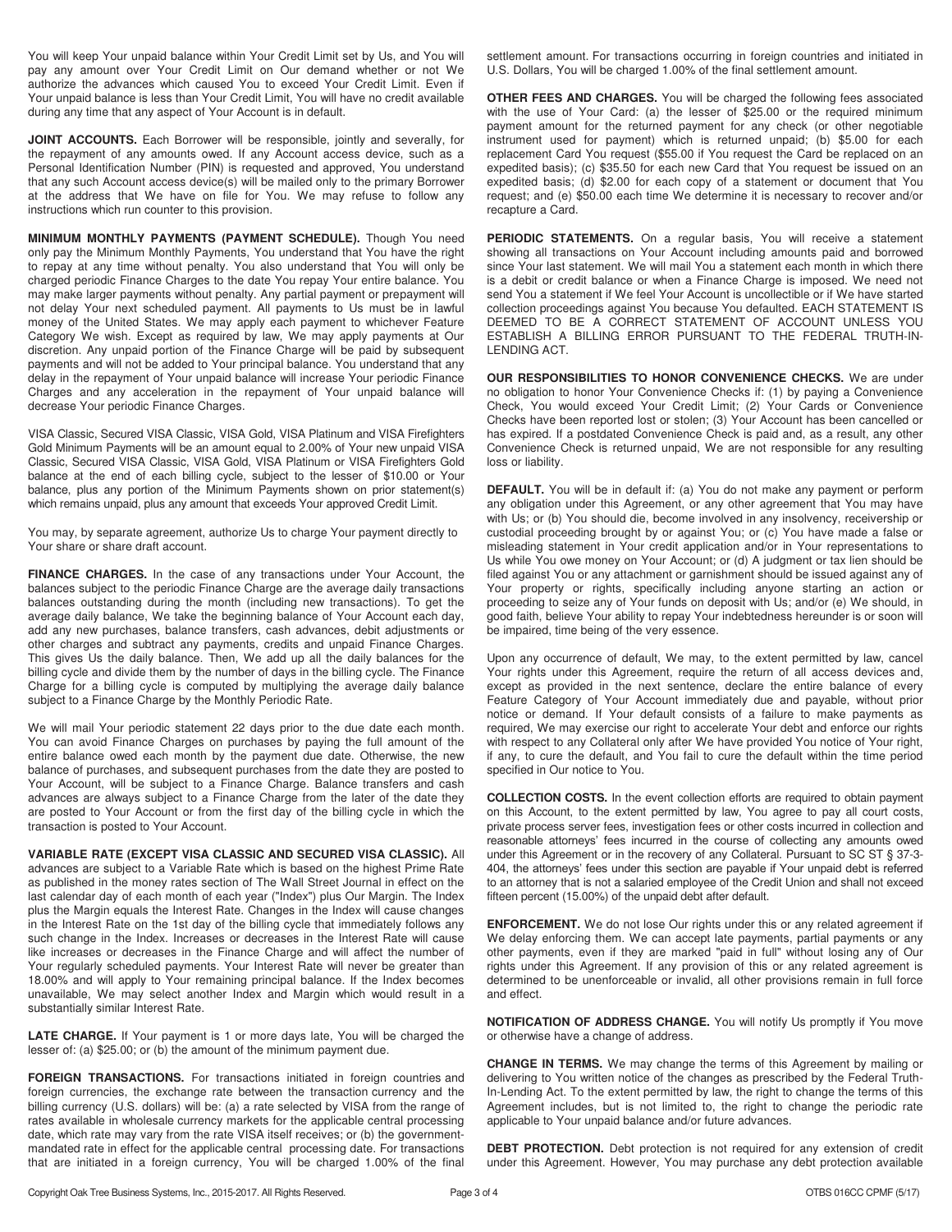You will keep Your unpaid balance within Your Credit Limit set by Us, and You will pay any amount over Your Credit Limit on Our demand whether or not We authorize the advances which caused You to exceed Your Credit Limit. Even if Your unpaid balance is less than Your Credit Limit, You will have no credit available during any time that any aspect of Your Account is in default.

**JOINT ACCOUNTS.** Each Borrower will be responsible, jointly and severally, for the repayment of any amounts owed. If any Account access device, such as a Personal Identification Number (PIN) is requested and approved, You understand that any such Account access device(s) will be mailed only to the primary Borrower at the address that We have on file for You. We may refuse to follow any instructions which run counter to this provision.

**MINIMUM MONTHLY PAYMENTS (PAYMENT SCHEDULE).** Though You need only pay the Minimum Monthly Payments, You understand that You have the right to repay at any time without penalty. You also understand that You will only be charged periodic Finance Charges to the date You repay Your entire balance. You may make larger payments without penalty. Any partial payment or prepayment will not delay Your next scheduled payment. All payments to Us must be in lawful money of the United States. We may apply each payment to whichever Feature Category We wish. Except as required by law, We may apply payments at Our discretion. Any unpaid portion of the Finance Charge will be paid by subsequent payments and will not be added to Your principal balance. You understand that any delay in the repayment of Your unpaid balance will increase Your periodic Finance Charges and any acceleration in the repayment of Your unpaid balance will decrease Your periodic Finance Charges.

VISA Classic, Secured VISA Classic, VISA Gold, VISA Platinum and VISA Firefighters Gold Minimum Payments will be an amount equal to 2.00% of Your new unpaid VISA Classic, Secured VISA Classic, VISA Gold, VISA Platinum or VISA Firefighters Gold balance at the end of each billing cycle, subject to the lesser of $10.00 or Your balance, plus any portion of the Minimum Payments shown on prior statement(s) which remains unpaid, plus any amount that exceeds Your approved Credit Limit.

You may, by separate agreement, authorize Us to charge Your payment directly to Your share or share draft account.

**FINANCE CHARGES.** In the case of any transactions under Your Account, the balances subject to the periodic Finance Charge are the average daily transactions balances outstanding during the month (including new transactions). To get the average daily balance, We take the beginning balance of Your Account each day, add any new purchases, balance transfers, cash advances, debit adjustments or other charges and subtract any payments, credits and unpaid Finance Charges. This gives Us the daily balance. Then, We add up all the daily balances for the billing cycle and divide them by the number of days in the billing cycle. The Finance Charge for a billing cycle is computed by multiplying the average daily balance subject to a Finance Charge by the Monthly Periodic Rate.

We will mail Your periodic statement 22 days prior to the due date each month. You can avoid Finance Charges on purchases by paying the full amount of the entire balance owed each month by the payment due date. Otherwise, the new balance of purchases, and subsequent purchases from the date they are posted to Your Account, will be subject to a Finance Charge. Balance transfers and cash advances are always subject to a Finance Charge from the later of the date they are posted to Your Account or from the first day of the billing cycle in which the transaction is posted to Your Account.

**VARIABLE RATE (EXCEPT VISA CLASSIC AND SECURED VISA CLASSIC).** All advances are subject to a Variable Rate which is based on the highest Prime Rate as published in the money rates section of The Wall Street Journal in effect on the last calendar day of each month of each year ("Index") plus Our Margin. The Index plus the Margin equals the Interest Rate. Changes in the Index will cause changes in the Interest Rate on the 1st day of the billing cycle that immediately follows any such change in the Index. Increases or decreases in the Interest Rate will cause like increases or decreases in the Finance Charge and will affect the number of Your regularly scheduled payments. Your Interest Rate will never be greater than 18.00% and will apply to Your remaining principal balance. If the Index becomes unavailable, We may select another Index and Margin which would result in a substantially similar Interest Rate.

**LATE CHARGE.** If Your payment is 1 or more days late, You will be charged the lesser of: (a) $25.00; or (b) the amount of the minimum payment due.

**FOREIGN TRANSACTIONS.** For transactions initiated in foreign countries and foreign currencies, the exchange rate between the transaction currency and the billing currency (U.S. dollars) will be: (a) a rate selected by VISA from the range of rates available in wholesale currency markets for the applicable central processing date, which rate may vary from the rate VISA itself receives; or (b) the government-mandated rate in effect for the applicable central processing date. For transactions that are initiated in a foreign currency, You will be charged 1.00% of the final settlement amount. For transactions occurring in foreign countries and initiated in U.S. Dollars, You will be charged 1.00% of the final settlement amount.

**OTHER FEES AND CHARGES.** You will be charged the following fees associated with the use of Your Card: (a) the lesser of $25.00 or the required minimum payment amount for the returned payment for any check (or other negotiable instrument used for payment) which is returned unpaid; (b) $5.00 for each replacement Card You request ($55.00 if You request the Card be replaced on an expedited basis); (c) $35.50 for each new Card that You request be issued on an expedited basis; (d) $2.00 for each copy of a statement or document that You request; and (e) $50.00 each time We determine it is necessary to recover and/or recapture a Card.

**PERIODIC STATEMENTS.** On a regular basis, You will receive a statement showing all transactions on Your Account including amounts paid and borrowed since Your last statement. We will mail You a statement each month in which there is a debit or credit balance or when a Finance Charge is imposed. We need not send You a statement if We feel Your Account is uncollectible or if We have started collection proceedings against You because You defaulted. EACH STATEMENT IS DEEMED TO BE A CORRECT STATEMENT OF ACCOUNT UNLESS YOU ESTABLISH A BILLING ERROR PURSUANT TO THE FEDERAL TRUTH-IN-LENDING ACT.

**OUR RESPONSIBILITIES TO HONOR CONVENIENCE CHECKS.** We are under no obligation to honor Your Convenience Checks if: (1) by paying a Convenience Check, You would exceed Your Credit Limit; (2) Your Cards or Convenience Checks have been reported lost or stolen; (3) Your Account has been cancelled or has expired. If a postdated Convenience Check is paid and, as a result, any other Convenience Check is returned unpaid, We are not responsible for any resulting loss or liability.

**DEFAULT.** You will be in default if: (a) You do not make any payment or perform any obligation under this Agreement, or any other agreement that You may have with Us; or (b) You should die, become involved in any insolvency, receivership or custodial proceeding brought by or against You; or (c) You have made a false or misleading statement in Your credit application and/or in Your representations to Us while You owe money on Your Account; or (d) A judgment or tax lien should be filed against You or any attachment or garnishment should be issued against any of Your property or rights, specifically including anyone starting an action or proceeding to seize any of Your funds on deposit with Us; and/or (e) We should, in good faith, believe Your ability to repay Your indebtedness hereunder is or soon will be impaired, time being of the very essence.

Upon any occurrence of default, We may, to the extent permitted by law, cancel Your rights under this Agreement, require the return of all access devices and, except as provided in the next sentence, declare the entire balance of every Feature Category of Your Account immediately due and payable, without prior notice or demand. If Your default consists of a failure to make payments as required, We may exercise our right to accelerate Your debt and enforce our rights with respect to any Collateral only after We have provided You notice of Your right, if any, to cure the default, and You fail to cure the default within the time period specified in Our notice to You.

**COLLECTION COSTS.** In the event collection efforts are required to obtain payment on this Account, to the extent permitted by law, You agree to pay all court costs, private process server fees, investigation fees or other costs incurred in collection and reasonable attorneys' fees incurred in the course of collecting any amounts owed under this Agreement or in the recovery of any Collateral. Pursuant to SC ST § 37-3-404, the attorneys' fees under this section are payable if Your unpaid debt is referred to an attorney that is not a salaried employee of the Credit Union and shall not exceed fifteen percent (15.00%) of the unpaid debt after default.

**ENFORCEMENT.** We do not lose Our rights under this or any related agreement if We delay enforcing them. We can accept late payments, partial payments or any other payments, even if they are marked "paid in full" without losing any of Our rights under this Agreement. If any provision of this or any related agreement is determined to be unenforceable or invalid, all other provisions remain in full force and effect.

**NOTIFICATION OF ADDRESS CHANGE.** You will notify Us promptly if You move or otherwise have a change of address.

**CHANGE IN TERMS.** We may change the terms of this Agreement by mailing or delivering to You written notice of the changes as prescribed by the Federal Truth-In-Lending Act. To the extent permitted by law, the right to change the terms of this Agreement includes, but is not limited to, the right to change the periodic rate applicable to Your unpaid balance and/or future advances.

**DEBT PROTECTION.** Debt protection is not required for any extension of credit under this Agreement. However, You may purchase any debt protection available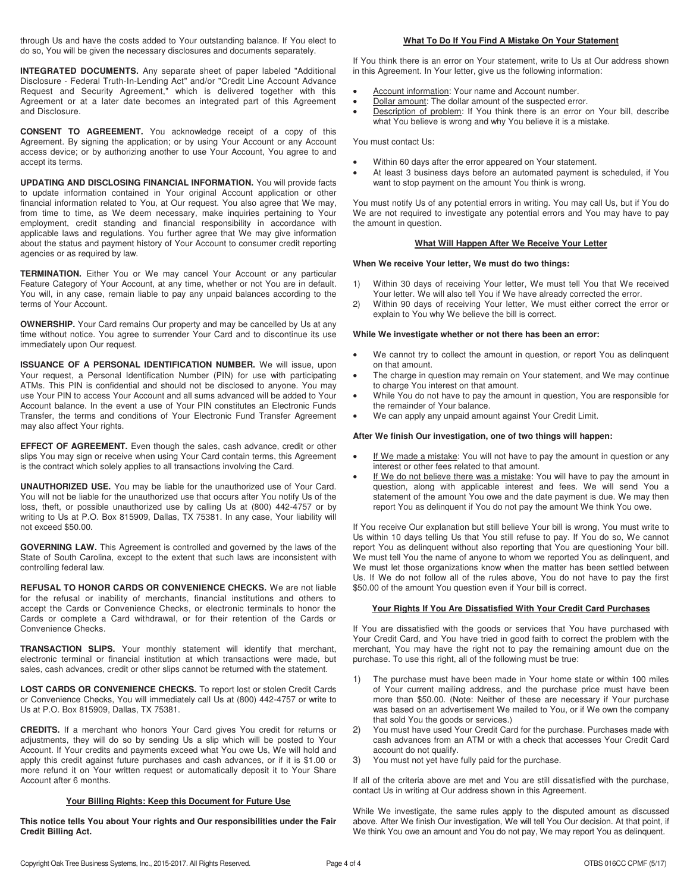through Us and have the costs added to Your outstanding balance. If You elect to do so, You will be given the necessary disclosures and documents separately.

**INTEGRATED DOCUMENTS.** Any separate sheet of paper labeled "Additional Disclosure - Federal Truth-In-Lending Act" and/or "Credit Line Account Advance Request and Security Agreement," which is delivered together with this Agreement or at a later date becomes an integrated part of this Agreement and Disclosure.

**CONSENT TO AGREEMENT.** You acknowledge receipt of a copy of this Agreement. By signing the application; or by using Your Account or any Account access device; or by authorizing another to use Your Account, You agree to and accept its terms.

**UPDATING AND DISCLOSING FINANCIAL INFORMATION.** You will provide facts to update information contained in Your original Account application or other financial information related to You, at Our request. You also agree that We may, from time to time, as We deem necessary, make inquiries pertaining to Your employment, credit standing and financial responsibility in accordance with applicable laws and regulations. You further agree that We may give information about the status and payment history of Your Account to consumer credit reporting agencies or as required by law.

**TERMINATION.** Either You or We may cancel Your Account or any particular Feature Category of Your Account, at any time, whether or not You are in default. You will, in any case, remain liable to pay any unpaid balances according to the terms of Your Account.

**OWNERSHIP.** Your Card remains Our property and may be cancelled by Us at any time without notice. You agree to surrender Your Card and to discontinue its use immediately upon Our request.

**ISSUANCE OF A PERSONAL IDENTIFICATION NUMBER.** We will issue, upon Your request, a Personal Identification Number (PIN) for use with participating ATMs. This PIN is confidential and should not be disclosed to anyone. You may use Your PIN to access Your Account and all sums advanced will be added to Your Account balance. In the event a use of Your PIN constitutes an Electronic Funds Transfer, the terms and conditions of Your Electronic Fund Transfer Agreement may also affect Your rights.

**EFFECT OF AGREEMENT.** Even though the sales, cash advance, credit or other slips You may sign or receive when using Your Card contain terms, this Agreement is the contract which solely applies to all transactions involving the Card.

**UNAUTHORIZED USE.** You may be liable for the unauthorized use of Your Card. You will not be liable for the unauthorized use that occurs after You notify Us of the loss, theft, or possible unauthorized use by calling Us at (800) 442-4757 or by writing to Us at P.O. Box 815909, Dallas, TX 75381. In any case, Your liability will not exceed $50.00.

**GOVERNING LAW.** This Agreement is controlled and governed by the laws of the State of South Carolina, except to the extent that such laws are inconsistent with controlling federal law.

**REFUSAL TO HONOR CARDS OR CONVENIENCE CHECKS.** We are not liable for the refusal or inability of merchants, financial institutions and others to accept the Cards or Convenience Checks, or electronic terminals to honor the Cards or complete a Card withdrawal, or for their retention of the Cards or Convenience Checks.

**TRANSACTION SLIPS.** Your monthly statement will identify that merchant, electronic terminal or financial institution at which transactions were made, but sales, cash advances, credit or other slips cannot be returned with the statement.

**LOST CARDS OR CONVENIENCE CHECKS.** To report lost or stolen Credit Cards or Convenience Checks, You will immediately call Us at (800) 442-4757 or write to Us at P.O. Box 815909, Dallas, TX 75381.

**CREDITS.** If a merchant who honors Your Card gives You credit for returns or adjustments, they will do so by sending Us a slip which will be posted to Your Account. If Your credits and payments exceed what You owe Us, We will hold and apply this credit against future purchases and cash advances, or if it is $1.00 or more refund it on Your written request or automatically deposit it to Your Share Account after 6 months.

## Your Billing Rights: Keep this Document for Future Use

**This notice tells You about Your rights and Our responsibilities under the Fair Credit Billing Act.**

### What To Do If You Find A Mistake On Your Statement

If You think there is an error on Your statement, write to Us at Our address shown in this Agreement. In Your letter, give us the following information:

- Account information: Your name and Account number.
- Dollar amount: The dollar amount of the suspected error.
- Description of problem: If You think there is an error on Your bill, describe what You believe is wrong and why You believe it is a mistake.

You must contact Us:

- Within 60 days after the error appeared on Your statement.
- At least 3 business days before an automated payment is scheduled, if You want to stop payment on the amount You think is wrong.

You must notify Us of any potential errors in writing. You may call Us, but if You do We are not required to investigate any potential errors and You may have to pay the amount in question.

### What Will Happen After We Receive Your Letter

**When We receive Your letter, We must do two things:**

1) Within 30 days of receiving Your letter, We must tell You that We received Your letter. We will also tell You if We have already corrected the error.
2) Within 90 days of receiving Your letter, We must either correct the error or explain to You why We believe the bill is correct.

**While We investigate whether or not there has been an error:**

- We cannot try to collect the amount in question, or report You as delinquent on that amount.
- The charge in question may remain on Your statement, and We may continue to charge You interest on that amount.
- While You do not have to pay the amount in question, You are responsible for the remainder of Your balance.
- We can apply any unpaid amount against Your Credit Limit.

**After We finish Our investigation, one of two things will happen:**

- If We made a mistake: You will not have to pay the amount in question or any interest or other fees related to that amount.
- If We do not believe there was a mistake: You will have to pay the amount in question, along with applicable interest and fees. We will send You a statement of the amount You owe and the date payment is due. We may then report You as delinquent if You do not pay the amount We think You owe.

If You receive Our explanation but still believe Your bill is wrong, You must write to Us within 10 days telling Us that You still refuse to pay. If You do so, We cannot report You as delinquent without also reporting that You are questioning Your bill. We must tell You the name of anyone to whom we reported You as delinquent, and We must let those organizations know when the matter has been settled between Us. If We do not follow all of the rules above, You do not have to pay the first $50.00 of the amount You question even if Your bill is correct.

### Your Rights If You Are Dissatisfied With Your Credit Card Purchases

If You are dissatisfied with the goods or services that You have purchased with Your Credit Card, and You have tried in good faith to correct the problem with the merchant, You may have the right not to pay the remaining amount due on the purchase. To use this right, all of the following must be true:

1) The purchase must have been made in Your home state or within 100 miles of Your current mailing address, and the purchase price must have been more than $50.00. (Note: Neither of these are necessary if Your purchase was based on an advertisement We mailed to You, or if We own the company that sold You the goods or services.)
2) You must have used Your Credit Card for the purchase. Purchases made with cash advances from an ATM or with a check that accesses Your Credit Card account do not qualify.
3) You must not yet have fully paid for the purchase.

If all of the criteria above are met and You are still dissatisfied with the purchase, contact Us in writing at Our address shown in this Agreement.

While We investigate, the same rules apply to the disputed amount as discussed above. After We finish Our investigation, We will tell You Our decision. At that point, if We think You owe an amount and You do not pay, We may report You as delinquent.